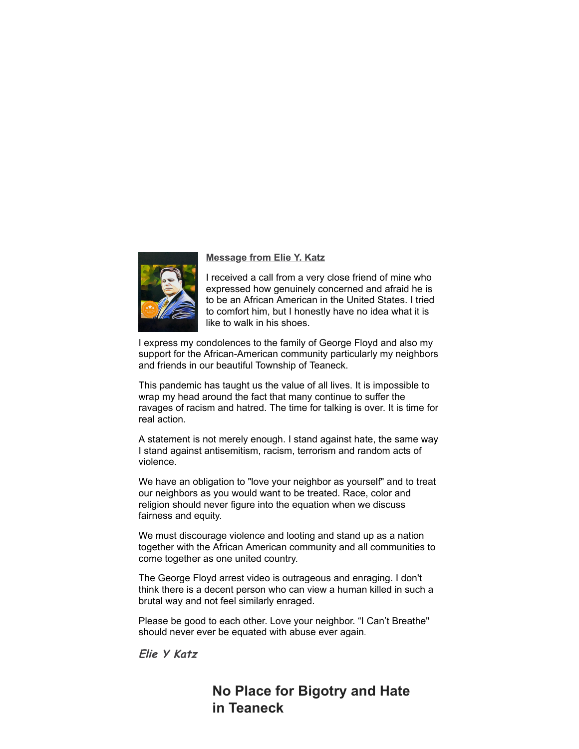**Message from Elie Y. Katz**

I received a call from a very close friend of mine who expressed how genuinely concerned and afraid he is to be an African American in the United States. I tried to comfort him, but I honestly have no idea what it is like to walk in his shoes.

I express my condolences to the family of George Floyd and also my support for the African-American community particularly my neighbors and friends in our beautiful Township of Teaneck.

This pandemic has taught us the value of all lives. It is impossible to wrap my head around the fact that many continue to suffer the ravages of racism and hatred. The time for talking is over. It is time for real action.

A statement is not merely enough. I stand against hate, the same way I stand against antisemitism, racism, terrorism and random acts of violence.

We have an obligation to "love your neighbor as yourself" and to treat our neighbors as you would want to be treated. Race, color and religion should never figure into the equation when we discuss fairness and equity.

We must discourage violence and looting and stand up as a nation together with the African American community and all communities to come together as one united country.

The George Floyd arrest video is outrageous and enraging. I don't think there is a decent person who can view a human killed in such a brutal way and not feel similarly enraged.

Please be good to each other. Love your neighbor. “I Can’t Breathe" should never ever be equated with abuse ever again.

*Elie Y Katz*

## No Place for Bigotry and Hate in Teaneck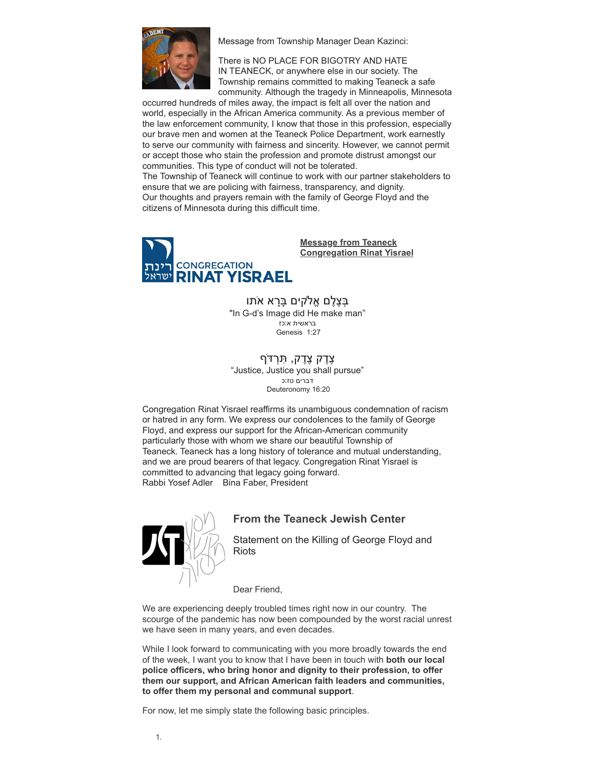Message from Township Manager Dean Kazinci:

There is NO PLACE FOR BIGOTRY AND HATE IN TEANECK, or anywhere else in our society. The Township remains committed to making Teaneck a safe community. Although the tragedy in Minneapolis, Minnesota occurred hundreds of miles away, the impact is felt all over the nation and world, especially in the African America community. As a previous member of the law enforcement community, I know that those in this profession, especially our brave men and women at the Teaneck Police Department, work earnestly to serve our community with fairness and sincerity. However, we cannot permit or accept those who stain the profession and promote distrust amongst our communities. This type of conduct will not be tolerated.
The Township of Teaneck will continue to work with our partner stakeholders to ensure that we are policing with fairness, transparency, and dignity.
Our thoughts and prayers remain with the family of George Floyd and the citizens of Minnesota during this difficult time.

**Message from Teaneck Congregation Rinat Yisrael**

בְּצֶלֶם אֱלֹקִים בָּרָא אֹתוֹ
"In G-d's Image did He make man"
בראשית א:כז
Genesis 1:27

צֶדֶק צֶדֶק, תִּרְדֹּף
"Justice, Justice you shall pursue"
דברים טז:כ
Deuteronomy 16:20

Congregation Rinat Yisrael reaffirms its unambiguous condemnation of racism or hatred in any form. We express our condolences to the family of George Floyd, and express our support for the African-American community particularly those with whom we share our beautiful Township of Teaneck. Teaneck has a long history of tolerance and mutual understanding, and we are proud bearers of that legacy. Congregation Rinat Yisrael is committed to advancing that legacy going forward.
Rabbi Yosef Adler    Bina Faber, President

## From the Teaneck Jewish Center

Statement on the Killing of George Floyd and Riots

Dear Friend,

We are experiencing deeply troubled times right now in our country. The scourge of the pandemic has now been compounded by the worst racial unrest we have seen in many years, and even decades.

While I look forward to communicating with you more broadly towards the end of the week, I want you to know that I have been in touch with **both our local police officers, who bring honor and dignity to their profession, to offer them our support, and African American faith leaders and communities, to offer them my personal and communal support**.

For now, let me simply state the following basic principles.

1.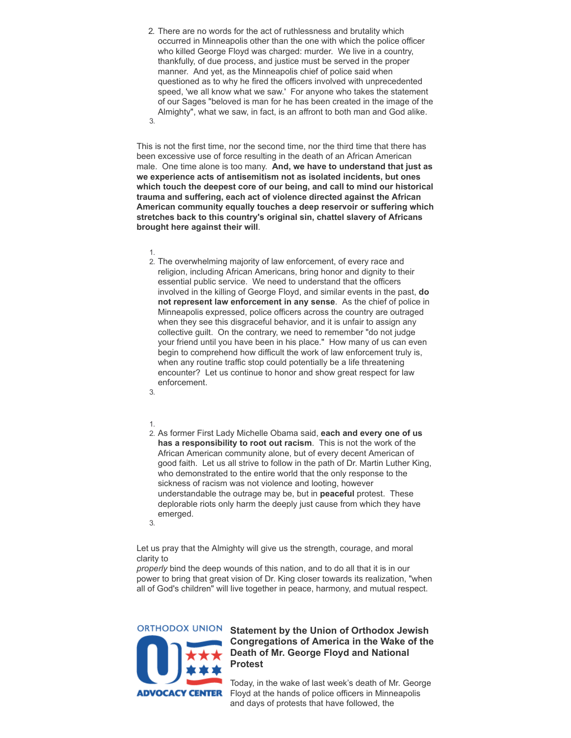2. There are no words for the act of ruthlessness and brutality which occurred in Minneapolis other than the one with which the police officer who killed George Floyd was charged: murder. We live in a country, thankfully, of due process, and justice must be served in the proper manner. And yet, as the Minneapolis chief of police said when questioned as to why he fired the officers involved with unprecedented speed, 'we all know what we saw.' For anyone who takes the statement of our Sages "beloved is man for he has been created in the image of the Almighty", what we saw, in fact, is an affront to both man and God alike.
3.

This is not the first time, nor the second time, nor the third time that there has been excessive use of force resulting in the death of an African American male. One time alone is too many. **And, we have to understand that just as we experience acts of antisemitism not as isolated incidents, but ones which touch the deepest core of our being, and call to mind our historical trauma and suffering, each act of violence directed against the African American community equally touches a deep reservoir or suffering which stretches back to this country's original sin, chattel slavery of Africans brought here against their will**.

1.
2. The overwhelming majority of law enforcement, of every race and religion, including African Americans, bring honor and dignity to their essential public service. We need to understand that the officers involved in the killing of George Floyd, and similar events in the past, **do not represent law enforcement in any sense**. As the chief of police in Minneapolis expressed, police officers across the country are outraged when they see this disgraceful behavior, and it is unfair to assign any collective guilt. On the contrary, we need to remember "do not judge your friend until you have been in his place." How many of us can even begin to comprehend how difficult the work of law enforcement truly is, when any routine traffic stop could potentially be a life threatening encounter? Let us continue to honor and show great respect for law enforcement.
3.

1.
2. As former First Lady Michelle Obama said, **each and every one of us has a responsibility to root out racism**. This is not the work of the African American community alone, but of every decent American of good faith. Let us all strive to follow in the path of Dr. Martin Luther King, who demonstrated to the entire world that the only response to the sickness of racism was not violence and looting, however understandable the outrage may be, but in **peaceful** protest. These deplorable riots only harm the deeply just cause from which they have emerged.
3.

Let us pray that the Almighty will give us the strength, courage, and moral clarity to
*properly* bind the deep wounds of this nation, and to do all that it is in our power to bring that great vision of Dr. King closer towards its realization, "when all of God's children" will live together in peace, harmony, and mutual respect.

ORTHODOX UNION ADVOCACY CENTER

### Statement by the Union of Orthodox Jewish Congregations of America in the Wake of the Death of Mr. George Floyd and National Protest

Today, in the wake of last week's death of Mr. George Floyd at the hands of police officers in Minneapolis and days of protests that have followed, the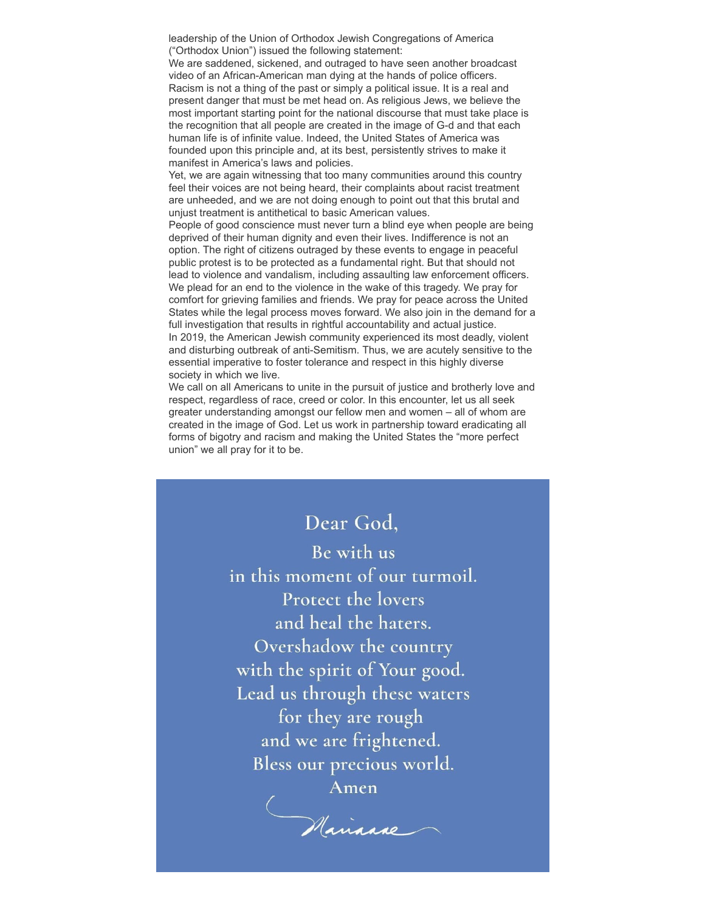leadership of the Union of Orthodox Jewish Congregations of America ("Orthodox Union") issued the following statement:

We are saddened, sickened, and outraged to have seen another broadcast video of an African-American man dying at the hands of police officers. Racism is not a thing of the past or simply a political issue. It is a real and present danger that must be met head on. As religious Jews, we believe the most important starting point for the national discourse that must take place is the recognition that all people are created in the image of G-d and that each human life is of infinite value. Indeed, the United States of America was founded upon this principle and, at its best, persistently strives to make it manifest in America's laws and policies.

Yet, we are again witnessing that too many communities around this country feel their voices are not being heard, their complaints about racist treatment are unheeded, and we are not doing enough to point out that this brutal and unjust treatment is antithetical to basic American values.

People of good conscience must never turn a blind eye when people are being deprived of their human dignity and even their lives. Indifference is not an option. The right of citizens outraged by these events to engage in peaceful public protest is to be protected as a fundamental right. But that should not lead to violence and vandalism, including assaulting law enforcement officers.

We plead for an end to the violence in the wake of this tragedy. We pray for comfort for grieving families and friends. We pray for peace across the United States while the legal process moves forward. We also join in the demand for a full investigation that results in rightful accountability and actual justice.

In 2019, the American Jewish community experienced its most deadly, violent and disturbing outbreak of anti-Semitism. Thus, we are acutely sensitive to the essential imperative to foster tolerance and respect in this highly diverse society in which we live.

We call on all Americans to unite in the pursuit of justice and brotherly love and respect, regardless of race, creed or color. In this encounter, let us all seek greater understanding amongst our fellow men and women – all of whom are created in the image of God. Let us work in partnership toward eradicating all forms of bigotry and racism and making the United States the "more perfect union" we all pray for it to be.

Dear God,

Be with us
in this moment of our turmoil.
Protect the lovers
and heal the haters.
Overshadow the country
with the spirit of Your good.
Lead us through these waters
for they are rough
and we are frightened.
Bless our precious world.
Amen

Marianne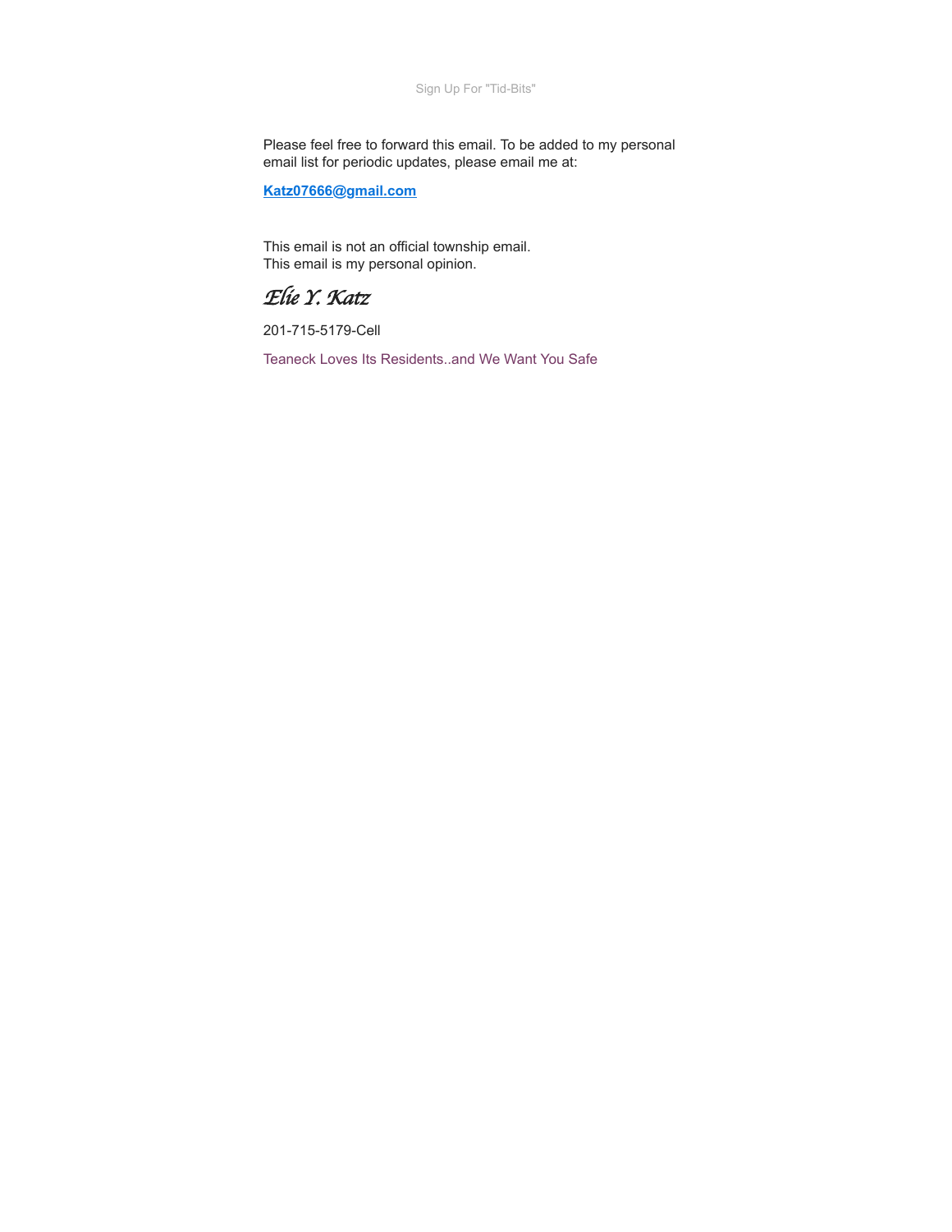Sign Up For "Tid-Bits"

Please feel free to forward this email. To be added to my personal email list for periodic updates, please email me at:

**Katz07666@gmail.com**

This email is not an official township email.
This email is my personal opinion.

*Elie Y. Katz*

201-715-5179-Cell

Teaneck Loves Its Residents..and We Want You Safe